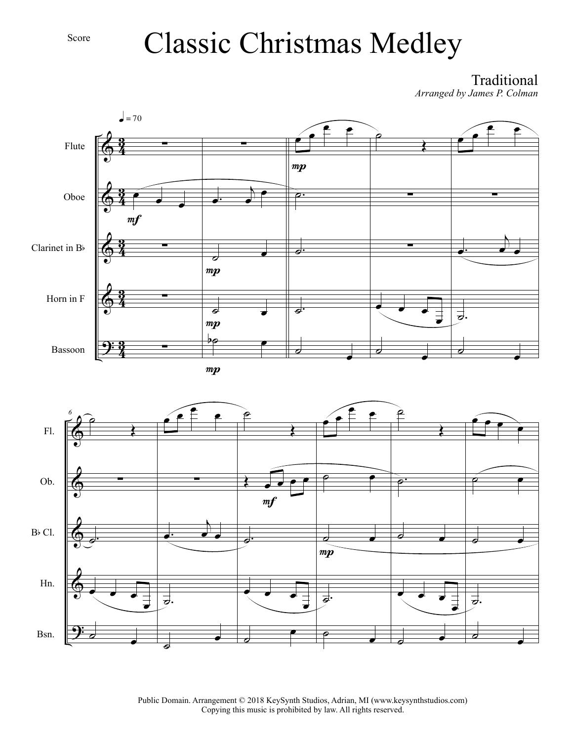Score

# Classic Christmas Medley

Traditional

*Arranged by James P. Colman*

Public Domain. Arrangement © 2018 KeySynth Studios, Adrian, MI (www.keysynthstudios.com)
Copying this music is prohibited by law. All rights reserved.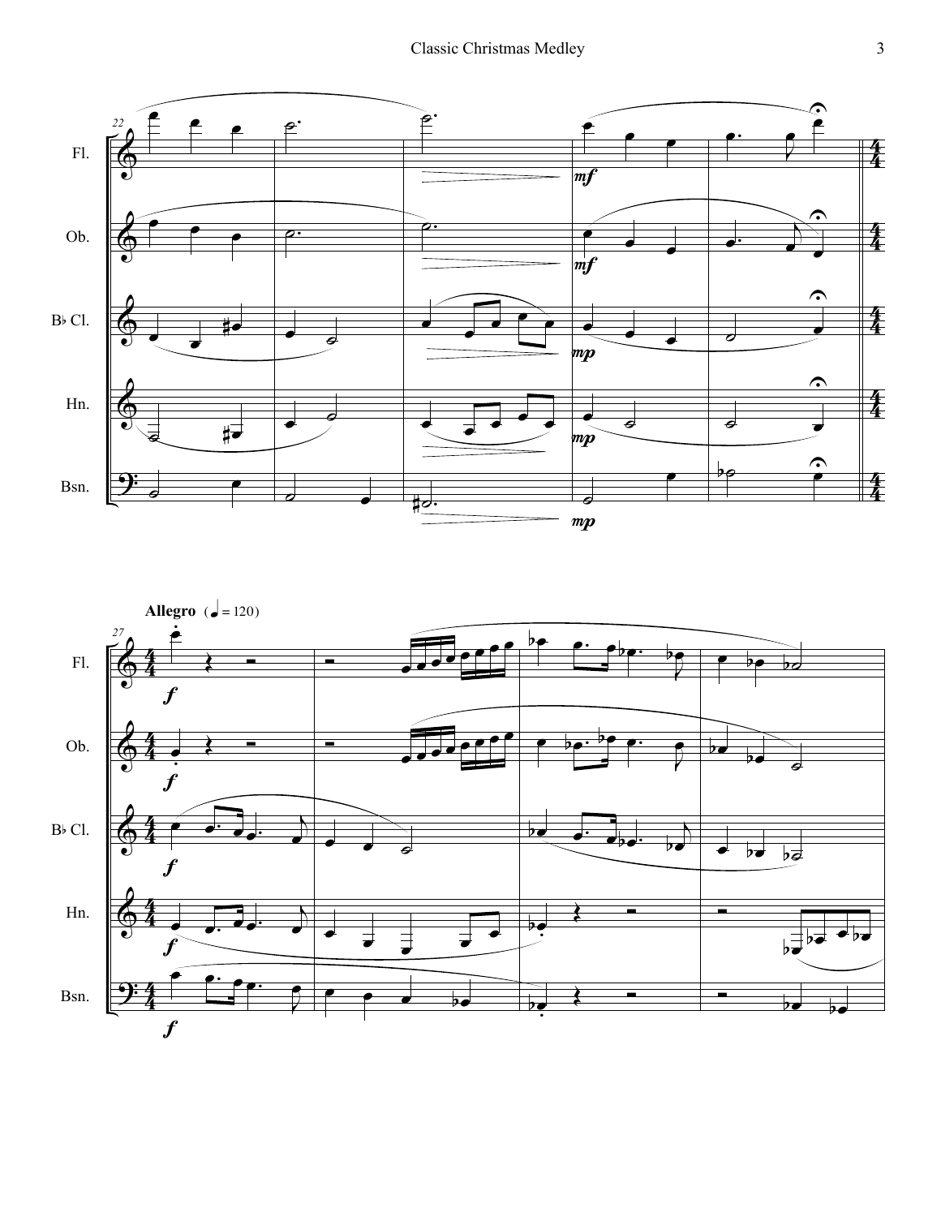**Allegro** (♩ = 120)